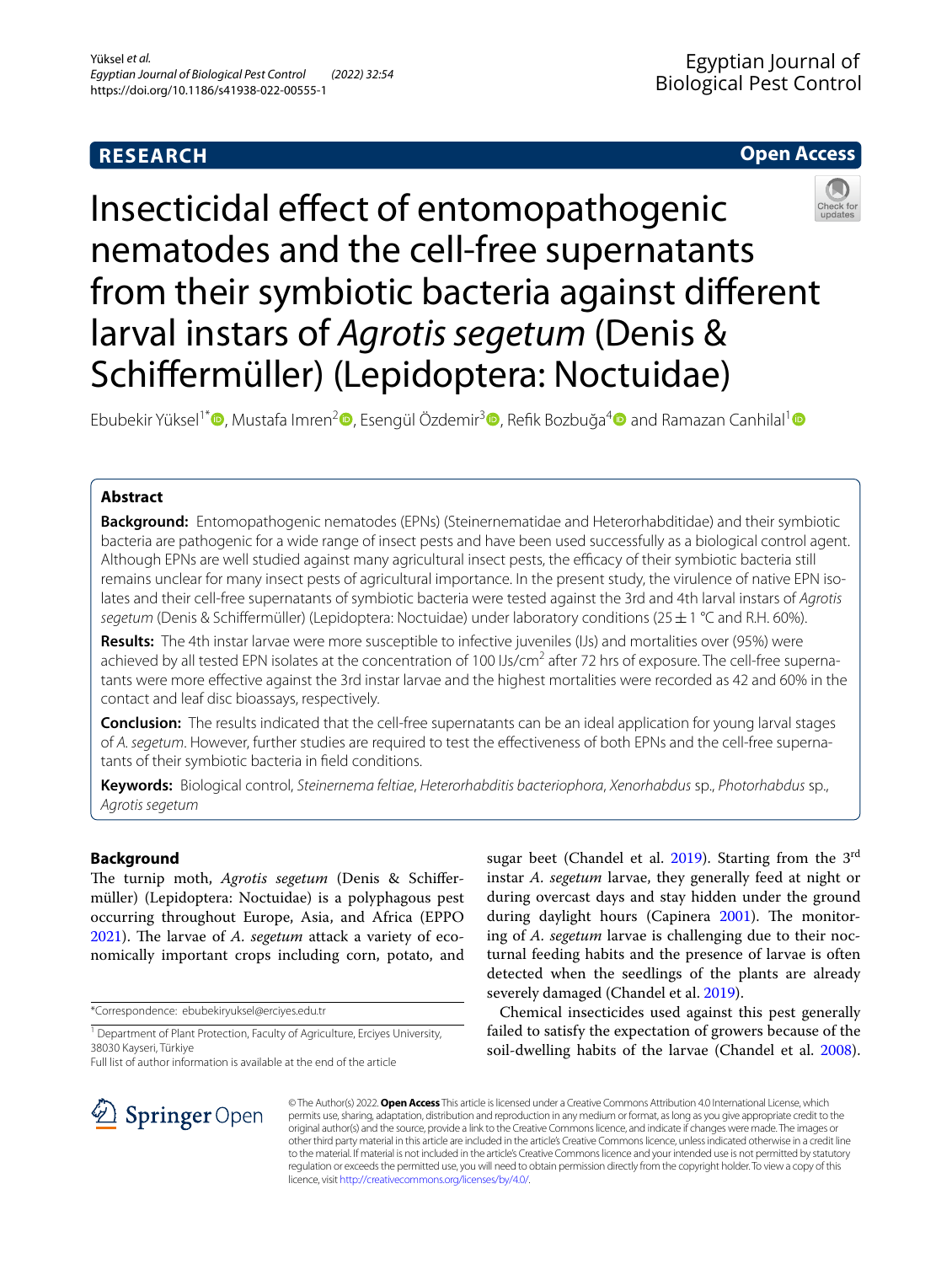RESEARCH

Open Access

# Insecticidal effect of entomopathogenic nematodes and the cell-free supernatants from their symbiotic bacteria against different larval instars of *Agrotis segetum* (Denis & Schiffermüller) (Lepidoptera: Noctuidae)

Ebubekir Yüksel[1*], Mustafa Imren[2], Esengül Özdemir[3], Refik Bozbuğa[4] and Ramazan Canhilal[1]

## Abstract

**Background:** Entomopathogenic nematodes (EPNs) (Steinernematidae and Heterorhabditidae) and their symbiotic bacteria are pathogenic for a wide range of insect pests and have been used successfully as a biological control agent. Although EPNs are well studied against many agricultural insect pests, the efficacy of their symbiotic bacteria still remains unclear for many insect pests of agricultural importance. In the present study, the virulence of native EPN isolates and their cell-free supernatants of symbiotic bacteria were tested against the 3rd and 4th larval instars of *Agrotis segetum* (Denis & Schiffermüller) (Lepidoptera: Noctuidae) under laboratory conditions (25 ± 1 °C and R.H. 60%).

**Results:** The 4th instar larvae were more susceptible to infective juveniles (IJs) and mortalities over (95%) were achieved by all tested EPN isolates at the concentration of 100 IJs/cm$^2$ after 72 hrs of exposure. The cell-free supernatants were more effective against the 3rd instar larvae and the highest mortalities were recorded as 42 and 60% in the contact and leaf disc bioassays, respectively.

**Conclusion:** The results indicated that the cell-free supernatants can be an ideal application for young larval stages of *A. segetum*. However, further studies are required to test the effectiveness of both EPNs and the cell-free supernatants of their symbiotic bacteria in field conditions.

**Keywords:** Biological control, *Steinernema feltiae*, *Heterorhabditis bacteriophora*, *Xenorhabdus* sp., *Photorhabdus* sp., *Agrotis segetum*

## Background

The turnip moth, *Agrotis segetum* (Denis & Schiffermüller) (Lepidoptera: Noctuidae) is a polyphagous pest occurring throughout Europe, Asia, and Africa (EPPO 2021). The larvae of *A. segetum* attack a variety of economically important crops including corn, potato, and sugar beet (Chandel et al. 2019). Starting from the 3rd instar *A. segetum* larvae, they generally feed at night or during overcast days and stay hidden under the ground during daylight hours (Capinera 2001). The monitoring of *A. segetum* larvae is challenging due to their nocturnal feeding habits and the presence of larvae is often detected when the seedlings of the plants are already severely damaged (Chandel et al. 2019).

Chemical insecticides used against this pest generally failed to satisfy the expectation of growers because of the soil-dwelling habits of the larvae (Chandel et al. 2008).

*Correspondence: ebubekiryuksel@erciyes.edu.tr

[1] Department of Plant Protection, Faculty of Agriculture, Erciyes University, 38030 Kayseri, Türkiye

Full list of author information is available at the end of the article

© The Author(s) 2022. **Open Access** This article is licensed under a Creative Commons Attribution 4.0 International License, which permits use, sharing, adaptation, distribution and reproduction in any medium or format, as long as you give appropriate credit to the original author(s) and the source, provide a link to the Creative Commons licence, and indicate if changes were made. The images or other third party material in this article are included in the article's Creative Commons licence, unless indicated otherwise in a credit line to the material. If material is not included in the article's Creative Commons licence and your intended use is not permitted by statutory regulation or exceeds the permitted use, you will need to obtain permission directly from the copyright holder. To view a copy of this licence, visit http://creativecommons.org/licenses/by/4.0/.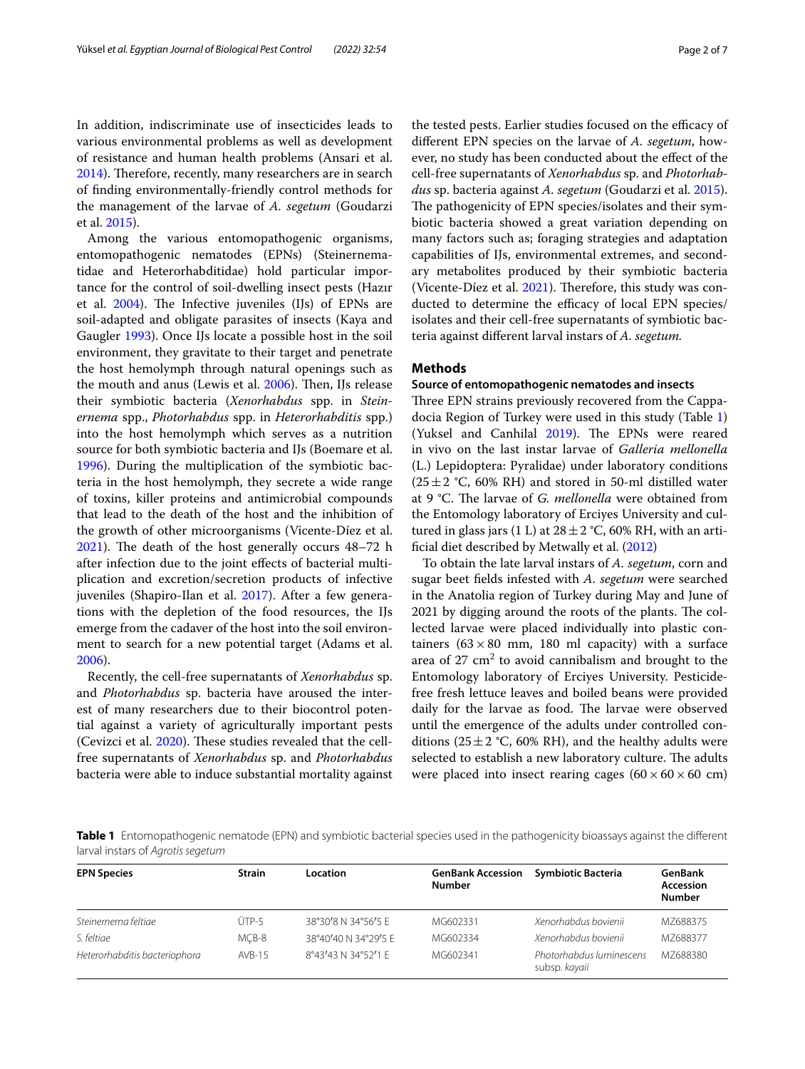In addition, indiscriminate use of insecticides leads to various environmental problems as well as development of resistance and human health problems (Ansari et al. 2014). Therefore, recently, many researchers are in search of finding environmentally-friendly control methods for the management of the larvae of *A. segetum* (Goudarzi et al. 2015).

Among the various entomopathogenic organisms, entomopathogenic nematodes (EPNs) (Steinernematidae and Heterorhabditidae) hold particular importance for the control of soil-dwelling insect pests (Hazır et al. 2004). The Infective juveniles (IJs) of EPNs are soil-adapted and obligate parasites of insects (Kaya and Gaugler 1993). Once IJs locate a possible host in the soil environment, they gravitate to their target and penetrate the host hemolymph through natural openings such as the mouth and anus (Lewis et al. 2006). Then, IJs release their symbiotic bacteria (*Xenorhabdus* spp. in *Steinernema* spp., *Photorhabdus* spp. in *Heterorhabditis* spp.) into the host hemolymph which serves as a nutrition source for both symbiotic bacteria and IJs (Boemare et al. 1996). During the multiplication of the symbiotic bacteria in the host hemolymph, they secrete a wide range of toxins, killer proteins and antimicrobial compounds that lead to the death of the host and the inhibition of the growth of other microorganisms (Vicente-Díez et al. 2021). The death of the host generally occurs 48–72 h after infection due to the joint effects of bacterial multiplication and excretion/secretion products of infective juveniles (Shapiro-Ilan et al. 2017). After a few generations with the depletion of the food resources, the IJs emerge from the cadaver of the host into the soil environment to search for a new potential target (Adams et al. 2006).

Recently, the cell-free supernatants of *Xenorhabdus* sp. and *Photorhabdus* sp. bacteria have aroused the interest of many researchers due to their biocontrol potential against a variety of agriculturally important pests (Cevizci et al. 2020). These studies revealed that the cell-free supernatants of *Xenorhabdus* sp. and *Photorhabdus* bacteria were able to induce substantial mortality against the tested pests. Earlier studies focused on the efficacy of different EPN species on the larvae of *A. segetum*, however, no study has been conducted about the effect of the cell-free supernatants of *Xenorhabdus* sp. and *Photorhabdus* sp. bacteria against *A. segetum* (Goudarzi et al. 2015). The pathogenicity of EPN species/isolates and their symbiotic bacteria showed a great variation depending on many factors such as; foraging strategies and adaptation capabilities of IJs, environmental extremes, and secondary metabolites produced by their symbiotic bacteria (Vicente-Díez et al. 2021). Therefore, this study was conducted to determine the efficacy of local EPN species/isolates and their cell-free supernatants of symbiotic bacteria against different larval instars of *A. segetum.*

## Methods

### Source of entomopathogenic nematodes and insects

Three EPN strains previously recovered from the Cappadocia Region of Turkey were used in this study (Table 1) (Yuksel and Canhilal 2019). The EPNs were reared in vivo on the last instar larvae of *Galleria mellonella* (L.) Lepidoptera: Pyralidae) under laboratory conditions ($25 \pm 2$ °C, 60% RH) and stored in 50-ml distilled water at 9 °C. The larvae of *G. mellonella* were obtained from the Entomology laboratory of Erciyes University and cultured in glass jars (1 L) at $28 \pm 2$ °C, 60% RH, with an artificial diet described by Metwally et al. (2012)

To obtain the late larval instars of *A. segetum*, corn and sugar beet fields infested with *A. segetum* were searched in the Anatolia region of Turkey during May and June of 2021 by digging around the roots of the plants. The collected larvae were placed individually into plastic containers ($63 \times 80$ mm, 180 ml capacity) with a surface area of 27 $cm^2$ to avoid cannibalism and brought to the Entomology laboratory of Erciyes University. Pesticide-free fresh lettuce leaves and boiled beans were provided daily for the larvae as food. The larvae were observed until the emergence of the adults under controlled conditions ($25 \pm 2$ °C, 60% RH), and the healthy adults were selected to establish a new laboratory culture. The adults were placed into insect rearing cages ($60 \times 60 \times 60$ cm)

**Table 1** Entomopathogenic nematode (EPN) and symbiotic bacterial species used in the pathogenicity bioassays against the different larval instars of *Agrotis segetum*

| EPN Species | Strain | Location | GenBank Accession Number | Symbiotic Bacteria | GenBank Accession Number |
|---|---|---|---|---|---|
| *Steinernema feltiae* | ÜTP-5 | 38°30′8 N 34°56′5 E | MG602331 | *Xenorhabdus bovienii* | MZ688375 |
| *S. feltiae* | MÇB-8 | 38°40′40 N 34°29′5 E | MG602334 | *Xenorhabdus bovienii* | MZ688377 |
| *Heterorhabditis bacteriophora* | AVB-15 | 8°43′43 N 34°52′1 E | MG602341 | *Photorhabdus luminescens* subsp. *kayaii* | MZ688380 |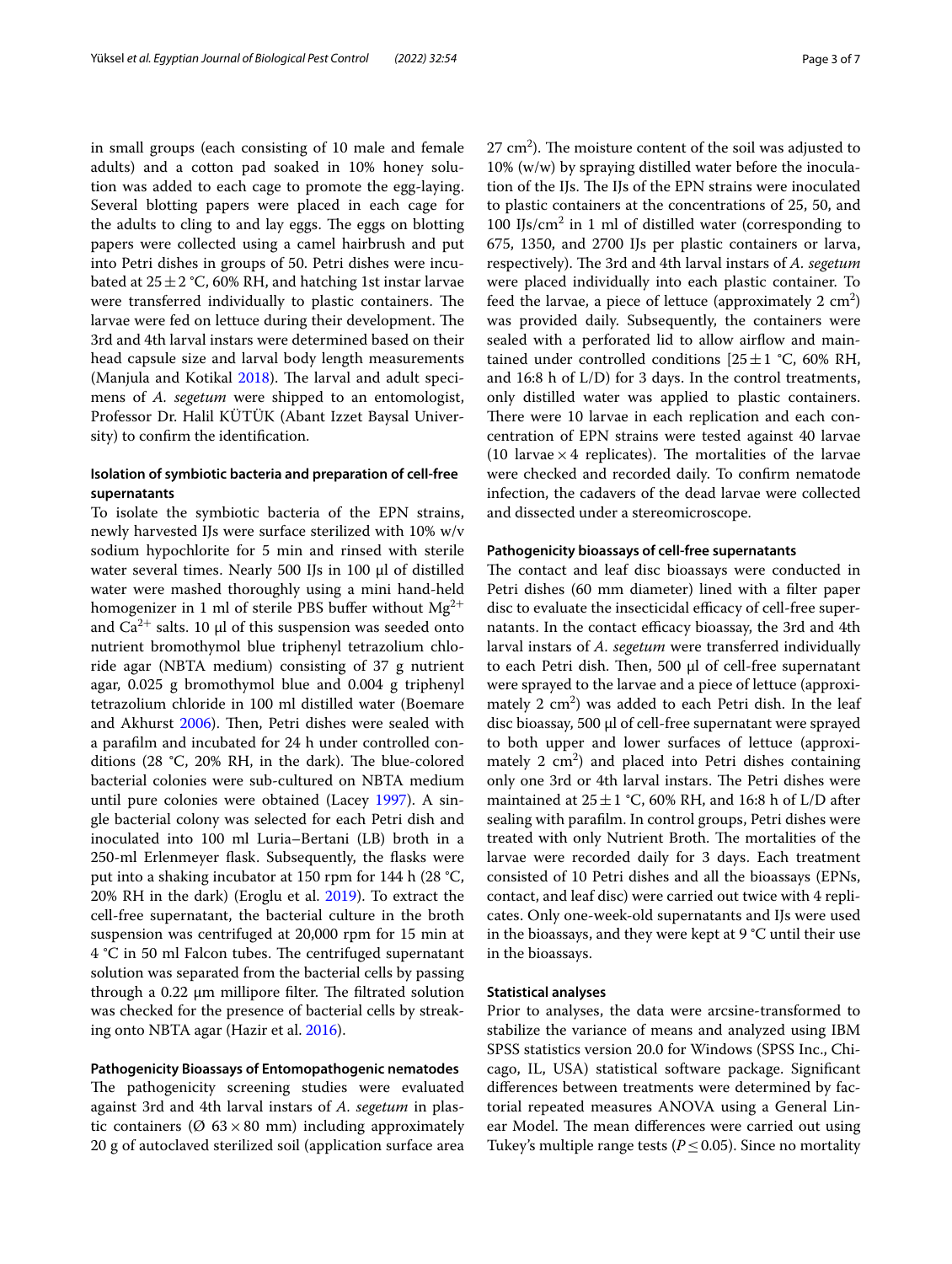in small groups (each consisting of 10 male and female adults) and a cotton pad soaked in 10% honey solution was added to each cage to promote the egg-laying. Several blotting papers were placed in each cage for the adults to cling to and lay eggs. The eggs on blotting papers were collected using a camel hairbrush and put into Petri dishes in groups of 50. Petri dishes were incubated at $25 \pm 2$ °C, 60% RH, and hatching 1st instar larvae were transferred individually to plastic containers. The larvae were fed on lettuce during their development. The 3rd and 4th larval instars were determined based on their head capsule size and larval body length measurements (Manjula and Kotikal 2018). The larval and adult specimens of *A. segetum* were shipped to an entomologist, Professor Dr. Halil KÜTÜK (Abant Izzet Baysal University) to confirm the identification.

### Isolation of symbiotic bacteria and preparation of cell-free supernatants

To isolate the symbiotic bacteria of the EPN strains, newly harvested IJs were surface sterilized with 10% w/v sodium hypochlorite for 5 min and rinsed with sterile water several times. Nearly 500 IJs in 100 µl of distilled water were mashed thoroughly using a mini hand-held homogenizer in 1 ml of sterile PBS buffer without $Mg^{2+}$ and $Ca^{2+}$ salts. 10 µl of this suspension was seeded onto nutrient bromothymol blue triphenyl tetrazolium chloride agar (NBTA medium) consisting of 37 g nutrient agar, 0.025 g bromothymol blue and 0.004 g triphenyl tetrazolium chloride in 100 ml distilled water (Boemare and Akhurst 2006). Then, Petri dishes were sealed with a parafilm and incubated for 24 h under controlled conditions (28 °C, 20% RH, in the dark). The blue-colored bacterial colonies were sub-cultured on NBTA medium until pure colonies were obtained (Lacey 1997). A single bacterial colony was selected for each Petri dish and inoculated into 100 ml Luria–Bertani (LB) broth in a 250-ml Erlenmeyer flask. Subsequently, the flasks were put into a shaking incubator at 150 rpm for 144 h (28 °C, 20% RH in the dark) (Eroglu et al. 2019). To extract the cell-free supernatant, the bacterial culture in the broth suspension was centrifuged at 20,000 rpm for 15 min at 4 °C in 50 ml Falcon tubes. The centrifuged supernatant solution was separated from the bacterial cells by passing through a 0.22 µm millipore filter. The filtrated solution was checked for the presence of bacterial cells by streaking onto NBTA agar (Hazir et al. 2016).

### Pathogenicity Bioassays of Entomopathogenic nematodes

The pathogenicity screening studies were evaluated against 3rd and 4th larval instars of *A. segetum* in plastic containers (Ø 63 × 80 mm) including approximately 20 g of autoclaved sterilized soil (application surface area 27 $cm^2$). The moisture content of the soil was adjusted to 10% (w/w) by spraying distilled water before the inoculation of the IJs. The IJs of the EPN strains were inoculated to plastic containers at the concentrations of 25, 50, and 100 IJs/$cm^2$ in 1 ml of distilled water (corresponding to 675, 1350, and 2700 IJs per plastic containers or larva, respectively). The 3rd and 4th larval instars of *A. segetum* were placed individually into each plastic container. To feed the larvae, a piece of lettuce (approximately 2 $cm^2$) was provided daily. Subsequently, the containers were sealed with a perforated lid to allow airflow and maintained under controlled conditions [$25 \pm 1$ °C, 60% RH, and 16:8 h of L/D) for 3 days. In the control treatments, only distilled water was applied to plastic containers. There were 10 larvae in each replication and each concentration of EPN strains were tested against 40 larvae (10 larvae × 4 replicates). The mortalities of the larvae were checked and recorded daily. To confirm nematode infection, the cadavers of the dead larvae were collected and dissected under a stereomicroscope.

### Pathogenicity bioassays of cell-free supernatants

The contact and leaf disc bioassays were conducted in Petri dishes (60 mm diameter) lined with a filter paper disc to evaluate the insecticidal efficacy of cell-free supernatants. In the contact efficacy bioassay, the 3rd and 4th larval instars of *A. segetum* were transferred individually to each Petri dish. Then, 500 µl of cell-free supernatant were sprayed to the larvae and a piece of lettuce (approximately 2 $cm^2$) was added to each Petri dish. In the leaf disc bioassay, 500 µl of cell-free supernatant were sprayed to both upper and lower surfaces of lettuce (approximately 2 $cm^2$) and placed into Petri dishes containing only one 3rd or 4th larval instars. The Petri dishes were maintained at $25 \pm 1$ °C, 60% RH, and 16:8 h of L/D after sealing with parafilm. In control groups, Petri dishes were treated with only Nutrient Broth. The mortalities of the larvae were recorded daily for 3 days. Each treatment consisted of 10 Petri dishes and all the bioassays (EPNs, contact, and leaf disc) were carried out twice with 4 replicates. Only one-week-old supernatants and IJs were used in the bioassays, and they were kept at 9 °C until their use in the bioassays.

### Statistical analyses

Prior to analyses, the data were arcsine-transformed to stabilize the variance of means and analyzed using IBM SPSS statistics version 20.0 for Windows (SPSS Inc., Chicago, IL, USA) statistical software package. Significant differences between treatments were determined by factorial repeated measures ANOVA using a General Linear Model. The mean differences were carried out using Tukey's multiple range tests ($P \leq 0.05$). Since no mortality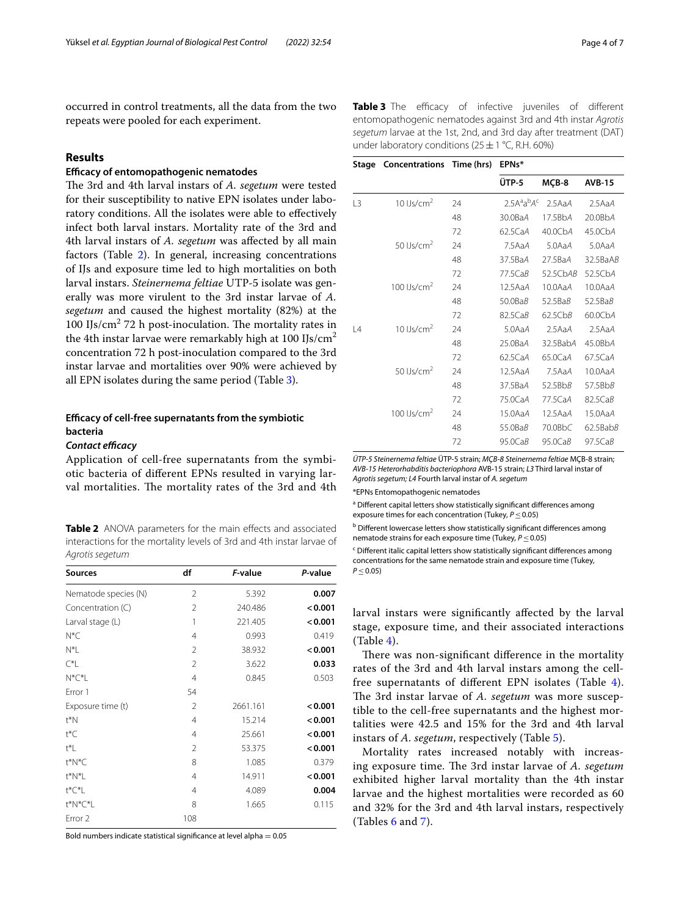occurred in control treatments, all the data from the two repeats were pooled for each experiment.

## Results

### Efficacy of entomopathogenic nematodes

The 3rd and 4th larval instars of *A. segetum* were tested for their susceptibility to native EPN isolates under laboratory conditions. All the isolates were able to effectively infect both larval instars. Mortality rate of the 3rd and 4th larval instars of *A. segetum* was affected by all main factors (Table 2). In general, increasing concentrations of IJs and exposure time led to high mortalities on both larval instars. *Steinernema feltiae* UTP-5 isolate was generally was more virulent to the 3rd instar larvae of *A. segetum* and caused the highest mortality (82%) at the 100 IJs/cm$^2$ 72 h post-inoculation. The mortality rates in the 4th instar larvae were remarkably high at 100 IJs/cm$^2$ concentration 72 h post-inoculation compared to the 3rd instar larvae and mortalities over 90% were achieved by all EPN isolates during the same period (Table 3).

**Table 2** ANOVA parameters for the main effects and associated interactions for the mortality levels of 3rd and 4th instar larvae of *Agrotis segetum*

| Sources | df | *F*-value | *P*-value |
|---|---|---|---|
| Nematode species (N) | 2 | 5.392 | **0.007** |
| Concentration (C) | 2 | 240.486 | **< 0.001** |
| Larval stage (L) | 1 | 221.405 | **< 0.001** |
| N*C | 4 | 0.993 | 0.419 |
| N*L | 2 | 38.932 | **< 0.001** |
| C*L | 2 | 3.622 | **0.033** |
| N*C*L | 4 | 0.845 | 0.503 |
| Error 1 | 54 | | |
| Exposure time (t) | 2 | 2661.161 | **< 0.001** |
| t*N | 4 | 15.214 | **< 0.001** |
| t*C | 4 | 25.661 | **< 0.001** |
| t*L | 2 | 53.375 | **< 0.001** |
| t*N*C | 8 | 1.085 | 0.379 |
| t*N*L | 4 | 14.911 | **< 0.001** |
| t*C*L | 4 | 4.089 | **0.004** |
| t*N*C*L | 8 | 1.665 | 0.115 |
| Error 2 | 108 | | |

Bold numbers indicate statistical significance at level alpha = 0.05

**Table 3** The efficacy of infective juveniles of different entomopathogenic nematodes against 3rd and 4th instar *Agrotis segetum* larvae at the 1st, 2nd, and 3rd day after treatment (DAT) under laboratory conditions (25 ± 1 °C, R.H. 60%)

| Stage | Concentrations | Time (hrs) | EPNs* | | |
|---|---|---|---|---|---|
| | | | ÜTP-5 | MÇB-8 | AVB-15 |
| L3 | 10 IJs/cm$^2$ | 24 | 2.5A[a]a[b]*A*[c] | 2.5Aa*A* | 2.5Aa*A* |
| | | 48 | 30.0Ba*A* | 17.5Bb*A* | 20.0Bb*A* |
| | | 72 | 62.5Ca*A* | 40.0Cb*A* | 45.0Cb*A* |
| | 50 IJs/cm$^2$ | 24 | 7.5Aa*A* | 5.0Aa*A* | 5.0Aa*A* |
| | | 48 | 37.5Ba*A* | 27.5Ba*A* | 32.5Ba*AB* |
| | | 72 | 77.5Ca*B* | 52.5Cb*AB* | 52.5Cb*A* |
| | 100 IJs/cm$^2$ | 24 | 12.5Aa*A* | 10.0Aa*A* | 10.0Aa*A* |
| | | 48 | 50.0Ba*B* | 52.5Ba*B* | 52.5Ba*B* |
| | | 72 | 82.5Ca*B* | 62.5Cb*B* | 60.0Cb*A* |
| L4 | 10 IJs/cm$^2$ | 24 | 5.0Aa*A* | 2.5Aa*A* | 2.5Aa*A* |
| | | 48 | 25.0Ba*A* | 32.5Bab*A* | 45.0Bb*A* |
| | | 72 | 62.5Ca*A* | 65.0Ca*A* | 67.5Ca*A* |
| | 50 IJs/cm$^2$ | 24 | 12.5Aa*A* | 7.5Aa*A* | 10.0Aa*A* |
| | | 48 | 37.5Ba*A* | 52.5Bb*B* | 57.5Bb*B* |
| | | 72 | 75.0Ca*A* | 77.5Ca*A* | 82.5Ca*B* |
| | 100 IJs/cm$^2$ | 24 | 15.0Aa*A* | 12.5Aa*A* | 15.0Aa*A* |
| | | 48 | 55.0Ba*B* | 70.0Bb*C* | 62.5Bab*B* |
| | | 72 | 95.0Ca*B* | 95.0Ca*B* | 97.5Ca*B* |

*ÜTP-5 Steinernema feltiae* ÜTP-5 strain; *MÇB-8 Steinernema feltiae* MÇB-8 strain; *AVB-15 Heterorhabditis bacteriophora* AVB-15 strain; *L3* Third larval instar of *Agrotis segetum; L4* Fourth larval instar of *A. segetum*

*EPNs Entomopathogenic nematodes

[a] Different capital letters show statistically significant differences among exposure times for each concentration (Tukey, $P \leq 0.05$)

[b] Different lowercase letters show statistically significant differences among nematode strains for each exposure time (Tukey, $P \leq 0.05$)

[c] Different italic capital letters show statistically significant differences among concentrations for the same nematode strain and exposure time (Tukey, $P \leq 0.05$)

### Efficacy of cell-free supernatants from the symbiotic bacteria

#### *Contact efficacy*

Application of cell-free supernatants from the symbiotic bacteria of different EPNs resulted in varying larval mortalities. The mortality rates of the 3rd and 4th larval instars were significantly affected by the larval stage, exposure time, and their associated interactions (Table 4).

There was non-significant difference in the mortality rates of the 3rd and 4th larval instars among the cell-free supernatants of different EPN isolates (Table 4). The 3rd instar larvae of *A. segetum* was more susceptible to the cell-free supernatants and the highest mortalities were 42.5 and 15% for the 3rd and 4th larval instars of *A. segetum*, respectively (Table 5).

Mortality rates increased notably with increasing exposure time. The 3rd instar larvae of *A. segetum* exhibited higher larval mortality than the 4th instar larvae and the highest mortalities were recorded as 60 and 32% for the 3rd and 4th larval instars, respectively (Tables 6 and 7).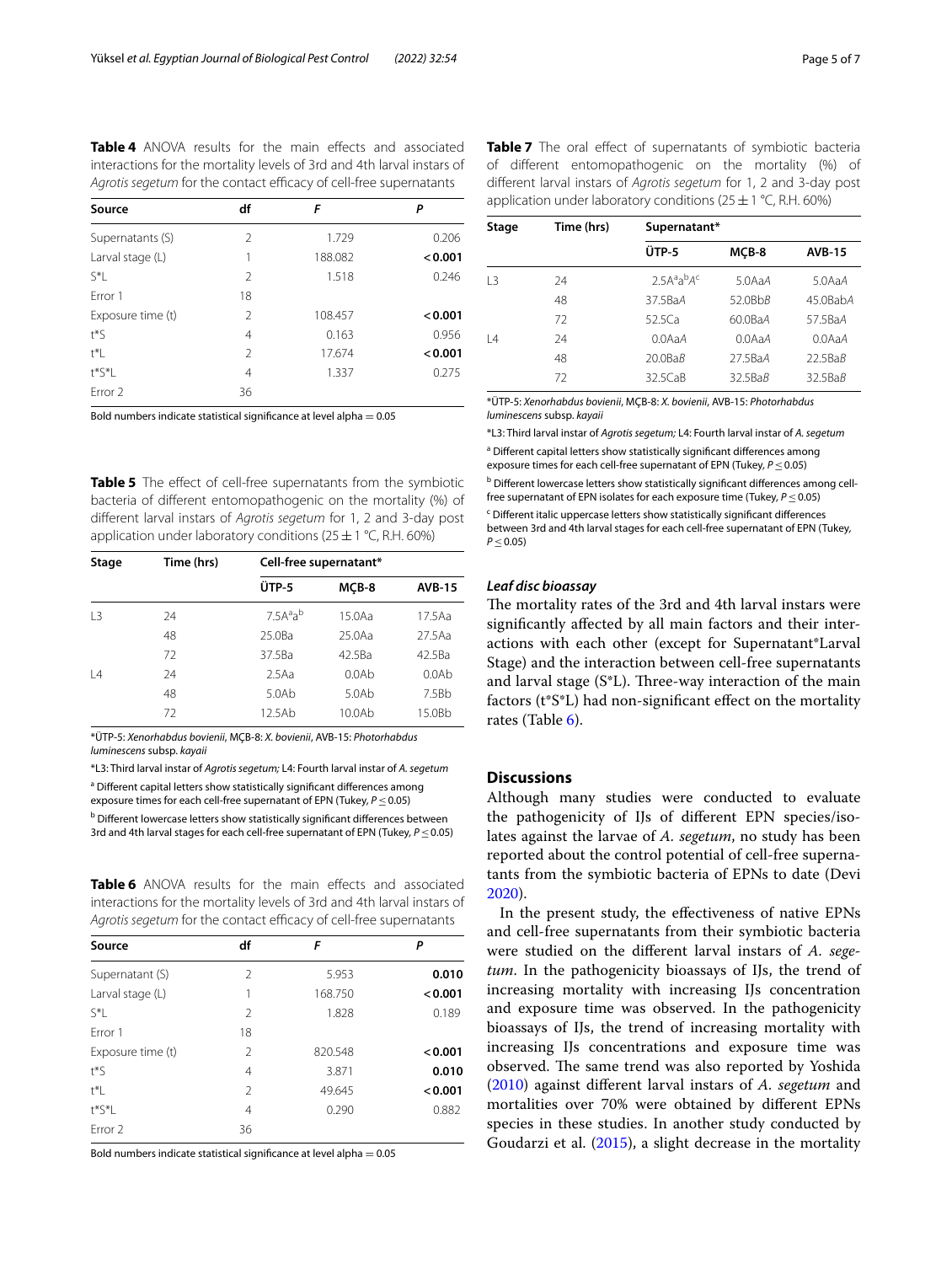**Table 4** ANOVA results for the main effects and associated interactions for the mortality levels of 3rd and 4th larval instars of *Agrotis segetum* for the contact efficacy of cell-free supernatants

| Source | df | *F* | *P* |
|---|---|---|---|
| Supernatants (S) | 2 | 1.729 | 0.206 |
| Larval stage (L) | 1 | 188.082 | **< 0.001** |
| S*L | 2 | 1.518 | 0.246 |
| Error 1 | 18 | | |
| Exposure time (t) | 2 | 108.457 | **< 0.001** |
| t*S | 4 | 0.163 | 0.956 |
| t*L | 2 | 17.674 | **< 0.001** |
| t*S*L | 4 | 1.337 | 0.275 |
| Error 2 | 36 | | |

Bold numbers indicate statistical significance at level alpha = 0.05

**Table 5** The effect of cell-free supernatants from the symbiotic bacteria of different entomopathogenic on the mortality (%) of different larval instars of *Agrotis segetum* for 1, 2 and 3-day post application under laboratory conditions (25 ± 1 °C, R.H. 60%)

| Stage | Time (hrs) | Cell-free supernatant* | | |
|---|---|---|---|---|
| | | ÜTP-5 | MÇB-8 | AVB-15 |
| L3 | 24 | 7.5A[a]a[b] | 15.0Aa | 17.5Aa |
| | 48 | 25.0Ba | 25.0Aa | 27.5Aa |
| | 72 | 37.5Ba | 42.5Ba | 42.5Ba |
| L4 | 24 | 2.5Aa | 0.0Ab | 0.0Ab |
| | 48 | 5.0Ab | 5.0Ab | 7.5Bb |
| | 72 | 12.5Ab | 10.0Ab | 15.0Bb |

*ÜTP-5: *Xenorhabdus bovienii*, MÇB-8: *X. bovienii*, AVB-15: *Photorhabdus luminescens* subsp. *kayaii*

*L3: Third larval instar of *Agrotis segetum;* L4: Fourth larval instar of *A. segetum*

[a] Different capital letters show statistically significant differences among exposure times for each cell-free supernatant of EPN (Tukey, $P \leq 0.05$)

[b] Different lowercase letters show statistically significant differences between 3rd and 4th larval stages for each cell-free supernatant of EPN (Tukey, $P \leq 0.05$)

**Table 6** ANOVA results for the main effects and associated interactions for the mortality levels of 3rd and 4th larval instars of *Agrotis segetum* for the contact efficacy of cell-free supernatants

| Source | df | *F* | *P* |
|---|---|---|---|
| Supernatant (S) | 2 | 5.953 | **0.010** |
| Larval stage (L) | 1 | 168.750 | **< 0.001** |
| S*L | 2 | 1.828 | 0.189 |
| Error 1 | 18 | | |
| Exposure time (t) | 2 | 820.548 | **< 0.001** |
| t*S | 4 | 3.871 | **0.010** |
| t*L | 2 | 49.645 | **< 0.001** |
| t*S*L | 4 | 0.290 | 0.882 |
| Error 2 | 36 | | |

Bold numbers indicate statistical significance at level alpha = 0.05

**Table 7** The oral effect of supernatants of symbiotic bacteria of different entomopathogenic on the mortality (%) of different larval instars of *Agrotis segetum* for 1, 2 and 3-day post application under laboratory conditions (25 ± 1 °C, R.H. 60%)

| Stage | Time (hrs) | Supernatant* | | |
|---|---|---|---|---|
| | | ÜTP-5 | MÇB-8 | AVB-15 |
| L3 | 24 | 2.5A[a]a[b]*A*[c] | 5.0Aa*A* | 5.0Aa*A* |
| | 48 | 37.5Ba*A* | 52.0Bb*B* | 45.0Bab*A* |
| | 72 | 52.5Ca | 60.0Ba*A* | 57.5Ba*A* |
| L4 | 24 | 0.0Aa*A* | 0.0Aa*A* | 0.0Aa*A* |
| | 48 | 20.0Ba*B* | 27.5Ba*A* | 22.5Ba*B* |
| | 72 | 32.5Ca*B* | 32.5Ba*B* | 32.5Ba*B* |

*ÜTP-5: *Xenorhabdus bovienii*, MÇB-8: *X. bovienii*, AVB-15: *Photorhabdus luminescens* subsp. *kayaii*

*L3: Third larval instar of *Agrotis segetum;* L4: Fourth larval instar of *A. segetum*

[a] Different capital letters show statistically significant differences among exposure times for each cell-free supernatant of EPN (Tukey, $P \leq 0.05$)

[b] Different lowercase letters show statistically significant differences among cell-free supernatant of EPN isolates for each exposure time (Tukey, $P \leq 0.05$)

[c] Different italic uppercase letters show statistically significant differences between 3rd and 4th larval stages for each cell-free supernatant of EPN (Tukey, $P \leq 0.05$)

### *Leaf disc bioassay*

The mortality rates of the 3rd and 4th larval instars were significantly affected by all main factors and their interactions with each other (except for Supernatant*Larval Stage) and the interaction between cell-free supernatants and larval stage (S*L). Three-way interaction of the main factors (t*S*L) had non-significant effect on the mortality rates (Table 6).

## Discussions

Although many studies were conducted to evaluate the pathogenicity of IJs of different EPN species/isolates against the larvae of *A. segetum*, no study has been reported about the control potential of cell-free supernatants from the symbiotic bacteria of EPNs to date (Devi 2020).

In the present study, the effectiveness of native EPNs and cell-free supernatants from their symbiotic bacteria were studied on the different larval instars of *A. segetum*. In the pathogenicity bioassays of IJs, the trend of increasing mortality with increasing IJs concentration and exposure time was observed. In the pathogenicity bioassays of IJs, the trend of increasing mortality with increasing IJs concentrations and exposure time was observed. The same trend was also reported by Yoshida (2010) against different larval instars of *A. segetum* and mortalities over 70% were obtained by different EPNs species in these studies. In another study conducted by Goudarzi et al. (2015), a slight decrease in the mortality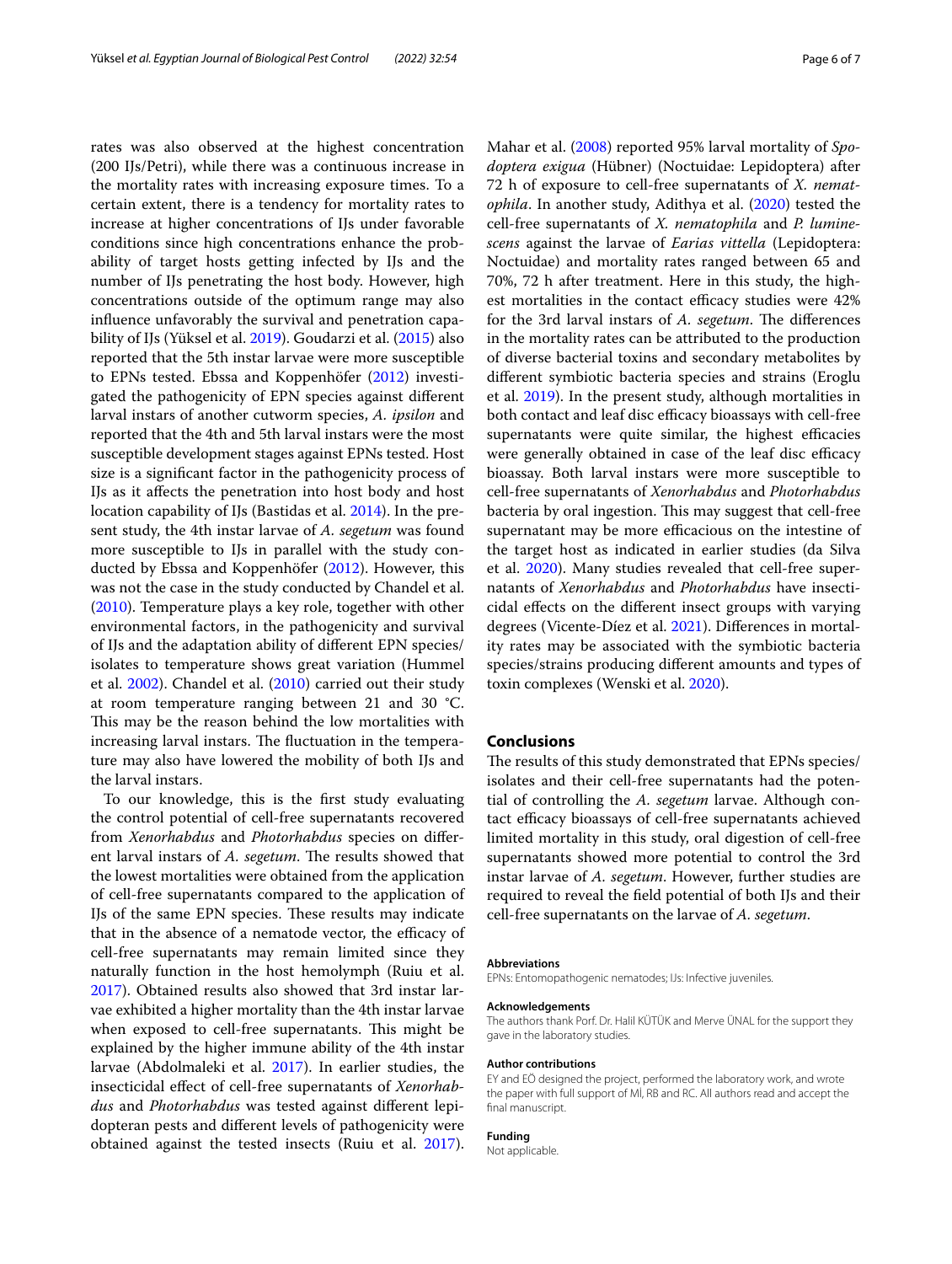rates was also observed at the highest concentration (200 IJs/Petri), while there was a continuous increase in the mortality rates with increasing exposure times. To a certain extent, there is a tendency for mortality rates to increase at higher concentrations of IJs under favorable conditions since high concentrations enhance the probability of target hosts getting infected by IJs and the number of IJs penetrating the host body. However, high concentrations outside of the optimum range may also influence unfavorably the survival and penetration capability of IJs (Yüksel et al. 2019). Goudarzi et al. (2015) also reported that the 5th instar larvae were more susceptible to EPNs tested. Ebssa and Koppenhöfer (2012) investigated the pathogenicity of EPN species against different larval instars of another cutworm species, *A. ipsilon* and reported that the 4th and 5th larval instars were the most susceptible development stages against EPNs tested. Host size is a significant factor in the pathogenicity process of IJs as it affects the penetration into host body and host location capability of IJs (Bastidas et al. 2014). In the present study, the 4th instar larvae of *A. segetum* was found more susceptible to IJs in parallel with the study conducted by Ebssa and Koppenhöfer (2012). However, this was not the case in the study conducted by Chandel et al. (2010). Temperature plays a key role, together with other environmental factors, in the pathogenicity and survival of IJs and the adaptation ability of different EPN species/isolates to temperature shows great variation (Hummel et al. 2002). Chandel et al. (2010) carried out their study at room temperature ranging between 21 and 30 °C. This may be the reason behind the low mortalities with increasing larval instars. The fluctuation in the temperature may also have lowered the mobility of both IJs and the larval instars.

To our knowledge, this is the first study evaluating the control potential of cell-free supernatants recovered from *Xenorhabdus* and *Photorhabdus* species on different larval instars of *A. segetum*. The results showed that the lowest mortalities were obtained from the application of cell-free supernatants compared to the application of IJs of the same EPN species. These results may indicate that in the absence of a nematode vector, the efficacy of cell-free supernatants may remain limited since they naturally function in the host hemolymph (Ruiu et al. 2017). Obtained results also showed that 3rd instar larvae exhibited a higher mortality than the 4th instar larvae when exposed to cell-free supernatants. This might be explained by the higher immune ability of the 4th instar larvae (Abdolmaleki et al. 2017). In earlier studies, the insecticidal effect of cell-free supernatants of *Xenorhabdus* and *Photorhabdus* was tested against different lepidopteran pests and different levels of pathogenicity were obtained against the tested insects (Ruiu et al. 2017). Mahar et al. (2008) reported 95% larval mortality of *Spodoptera exigua* (Hübner) (Noctuidae: Lepidoptera) after 72 h of exposure to cell-free supernatants of *X. nematophila*. In another study, Adithya et al. (2020) tested the cell-free supernatants of *X. nematophila* and *P. luminescens* against the larvae of *Earias vittella* (Lepidoptera: Noctuidae) and mortality rates ranged between 65 and 70%, 72 h after treatment. Here in this study, the highest mortalities in the contact efficacy studies were 42% for the 3rd larval instars of *A. segetum*. The differences in the mortality rates can be attributed to the production of diverse bacterial toxins and secondary metabolites by different symbiotic bacteria species and strains (Eroglu et al. 2019). In the present study, although mortalities in both contact and leaf disc efficacy bioassays with cell-free supernatants were quite similar, the highest efficacies were generally obtained in case of the leaf disc efficacy bioassay. Both larval instars were more susceptible to cell-free supernatants of *Xenorhabdus* and *Photorhabdus* bacteria by oral ingestion. This may suggest that cell-free supernatant may be more efficacious on the intestine of the target host as indicated in earlier studies (da Silva et al. 2020). Many studies revealed that cell-free supernatants of *Xenorhabdus* and *Photorhabdus* have insecticidal effects on the different insect groups with varying degrees (Vicente-Díez et al. 2021). Differences in mortality rates may be associated with the symbiotic bacteria species/strains producing different amounts and types of toxin complexes (Wenski et al. 2020).

## Conclusions

The results of this study demonstrated that EPNs species/isolates and their cell-free supernatants had the potential of controlling the *A. segetum* larvae. Although contact efficacy bioassays of cell-free supernatants achieved limited mortality in this study, oral digestion of cell-free supernatants showed more potential to control the 3rd instar larvae of *A. segetum*. However, further studies are required to reveal the field potential of both IJs and their cell-free supernatants on the larvae of *A. segetum*.

#### Abbreviations

EPNs: Entomopathogenic nematodes; IJs: Infective juveniles.

#### Acknowledgements

The authors thank Porf. Dr. Halil KÜTÜK and Merve ÜNAL for the support they gave in the laboratory studies.

#### Author contributions

EY and EÖ designed the project, performed the laboratory work, and wrote the paper with full support of MI, RB and RC. All authors read and accept the final manuscript.

#### Funding

Not applicable.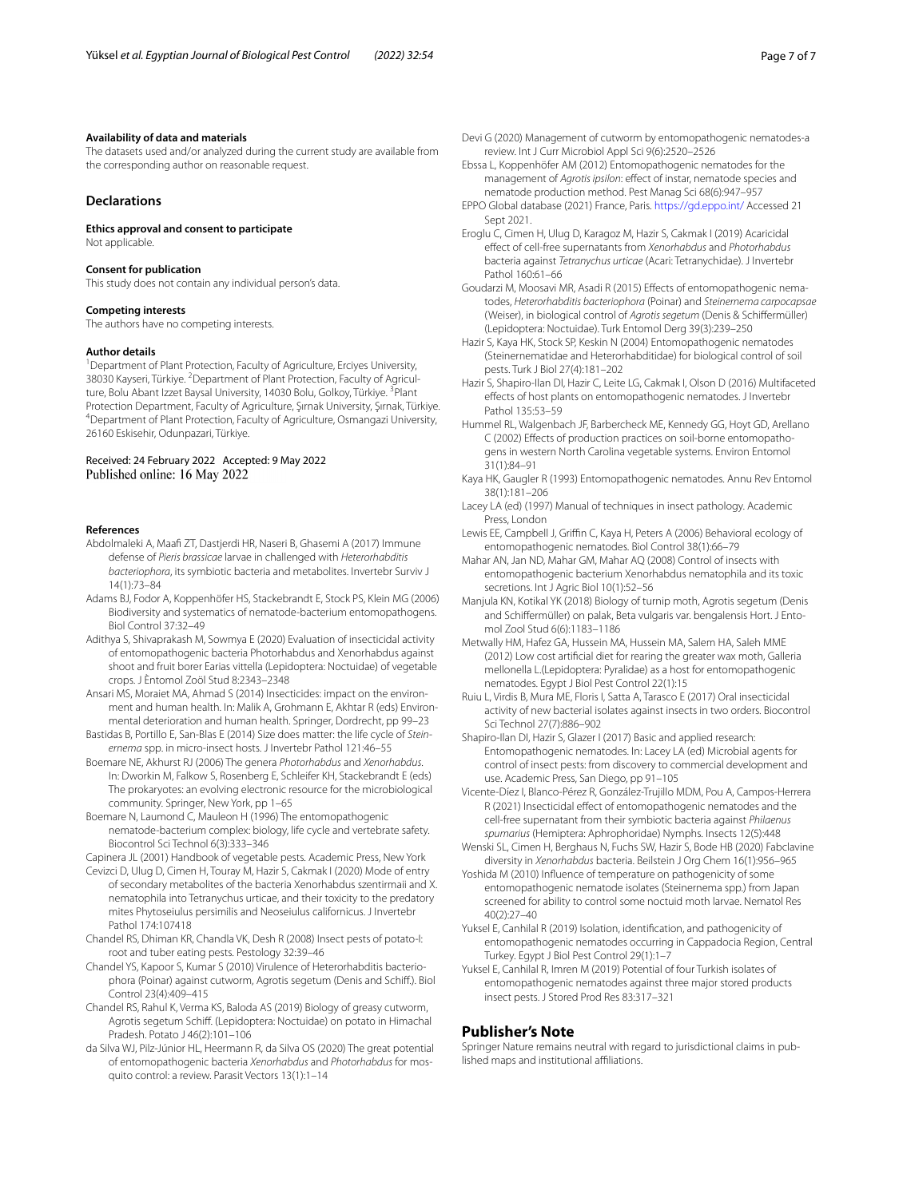#### Availability of data and materials

The datasets used and/or analyzed during the current study are available from the corresponding author on reasonable request.

## Declarations

#### Ethics approval and consent to participate

Not applicable.

#### Consent for publication

This study does not contain any individual person's data.

#### Competing interests

The authors have no competing interests.

#### Author details

[1]Department of Plant Protection, Faculty of Agriculture, Erciyes University, 38030 Kayseri, Türkiye. [2]Department of Plant Protection, Faculty of Agriculture, Bolu Abant Izzet Baysal University, 14030 Bolu, Golkoy, Türkiye. [3]Plant Protection Department, Faculty of Agriculture, Şırnak University, Şırnak, Türkiye. [4]Department of Plant Protection, Faculty of Agriculture, Osmangazi University, 26160 Eskisehir, Odunpazari, Türkiye.

Received: 24 February 2022 Accepted: 9 May 2022
Published online: 16 May 2022

#### References

Abdolmaleki A, Maafi ZT, Dastjerdi HR, Naseri B, Ghasemi A (2017) Immune defense of *Pieris brassicae* larvae in challenged with *Heterorhabditis bacteriophora*, its symbiotic bacteria and metabolites. Invertebr Surviv J 14(1):73–84

Adams BJ, Fodor A, Koppenhöfer HS, Stackebrandt E, Stock PS, Klein MG (2006) Biodiversity and systematics of nematode-bacterium entomopathogens. Biol Control 37:32–49

Adithya S, Shivaprakash M, Sowmya E (2020) Evaluation of insecticidal activity of entomopathogenic bacteria Photorhabdus and Xenorhabdus against shoot and fruit borer Earias vittella (Lepidoptera: Noctuidae) of vegetable crops. J Ěntomol Zoöl Stud 8:2343–2348

Ansari MS, Moraiet MA, Ahmad S (2014) Insecticides: impact on the environment and human health. In: Malik A, Grohmann E, Akhtar R (eds) Environmental deterioration and human health. Springer, Dordrecht, pp 99–23

Bastidas B, Portillo E, San-Blas E (2014) Size does matter: the life cycle of *Steinernema* spp. in micro-insect hosts. J Invertebr Pathol 121:46–55

Boemare NE, Akhurst RJ (2006) The genera *Photorhabdus* and *Xenorhabdus*. In: Dworkin M, Falkow S, Rosenberg E, Schleifer KH, Stackebrandt E (eds) The prokaryotes: an evolving electronic resource for the microbiological community. Springer, New York, pp 1–65

Boemare N, Laumond C, Mauleon H (1996) The entomopathogenic nematode-bacterium complex: biology, life cycle and vertebrate safety. Biocontrol Sci Technol 6(3):333–346

Capinera JL (2001) Handbook of vegetable pests. Academic Press, New York

Cevizci D, Ulug D, Cimen H, Touray M, Hazir S, Cakmak I (2020) Mode of entry of secondary metabolites of the bacteria Xenorhabdus szentirmaii and X. nematophila into Tetranychus urticae, and their toxicity to the predatory mites Phytoseiulus persimilis and Neoseiulus californicus. J Invertebr Pathol 174:107418

Chandel RS, Dhiman KR, Chandla VK, Desh R (2008) Insect pests of potato-I: root and tuber eating pests. Pestology 32:39–46

Chandel YS, Kapoor S, Kumar S (2010) Virulence of Heterorhabditis bacteriophora (Poinar) against cutworm, Agrotis segetum (Denis and Schiff.). Biol Control 23(4):409–415

Chandel RS, Rahul K, Verma KS, Baloda AS (2019) Biology of greasy cutworm, Agrotis segetum Schiff. (Lepidoptera: Noctuidae) on potato in Himachal Pradesh. Potato J 46(2):101–106

da Silva WJ, Pilz-Júnior HL, Heermann R, da Silva OS (2020) The great potential of entomopathogenic bacteria *Xenorhabdus* and *Photorhabdus* for mosquito control: a review. Parasit Vectors 13(1):1–14

Devi G (2020) Management of cutworm by entomopathogenic nematodes-a review. Int J Curr Microbiol Appl Sci 9(6):2520–2526

Ebssa L, Koppenhöfer AM (2012) Entomopathogenic nematodes for the management of *Agrotis ipsilon*: effect of instar, nematode species and nematode production method. Pest Manag Sci 68(6):947–957

EPPO Global database (2021) France, Paris. https://gd.eppo.int/ Accessed 21 Sept 2021.

Eroglu C, Cimen H, Ulug D, Karagoz M, Hazir S, Cakmak I (2019) Acaricidal effect of cell-free supernatants from *Xenorhabdus* and *Photorhabdus* bacteria against *Tetranychus urticae* (Acari: Tetranychidae). J Invertebr Pathol 160:61–66

Goudarzi M, Moosavi MR, Asadi R (2015) Effects of entomopathogenic nematodes, *Heterorhabditis bacteriophora* (Poinar) and *Steinernema carpocapsae* (Weiser), in biological control of *Agrotis segetum* (Denis & Schiffermüller) (Lepidoptera: Noctuidae). Turk Entomol Derg 39(3):239–250

Hazir S, Kaya HK, Stock SP, Keskin N (2004) Entomopathogenic nematodes (Steinernematidae and Heterorhabditidae) for biological control of soil pests. Turk J Biol 27(4):181–202

Hazir S, Shapiro-Ilan DI, Hazir C, Leite LG, Cakmak I, Olson D (2016) Multifaceted effects of host plants on entomopathogenic nematodes. J Invertebr Pathol 135:53–59

Hummel RL, Walgenbach JF, Barbercheck ME, Kennedy GG, Hoyt GD, Arellano C (2002) Effects of production practices on soil-borne entomopathogens in western North Carolina vegetable systems. Environ Entomol 31(1):84–91

Kaya HK, Gaugler R (1993) Entomopathogenic nematodes. Annu Rev Entomol 38(1):181–206

Lacey LA (ed) (1997) Manual of techniques in insect pathology. Academic Press, London

Lewis EE, Campbell J, Griffin C, Kaya H, Peters A (2006) Behavioral ecology of entomopathogenic nematodes. Biol Control 38(1):66–79

Mahar AN, Jan ND, Mahar GM, Mahar AQ (2008) Control of insects with entomopathogenic bacterium Xenorhabdus nematophila and its toxic secretions. Int J Agric Biol 10(1):52–56

Manjula KN, Kotikal YK (2018) Biology of turnip moth, Agrotis segetum (Denis and Schiffermüller) on palak, Beta vulgaris var. bengalensis Hort. J Entomol Zool Stud 6(6):1183–1186

Metwally HM, Hafez GA, Hussein MA, Hussein MA, Salem HA, Saleh MME (2012) Low cost artificial diet for rearing the greater wax moth, Galleria mellonella L.(Lepidoptera: Pyralidae) as a host for entomopathogenic nematodes. Egypt J Biol Pest Control 22(1):15

Ruiu L, Virdis B, Mura ME, Floris I, Satta A, Tarasco E (2017) Oral insecticidal activity of new bacterial isolates against insects in two orders. Biocontrol Sci Technol 27(7):886–902

Shapiro-Ilan DI, Hazir S, Glazer I (2017) Basic and applied research: Entomopathogenic nematodes. In: Lacey LA (ed) Microbial agents for control of insect pests: from discovery to commercial development and use. Academic Press, San Diego, pp 91–105

Vicente-Díez I, Blanco-Pérez R, González-Trujillo MDM, Pou A, Campos-Herrera R (2021) Insecticidal effect of entomopathogenic nematodes and the cell-free supernatant from their symbiotic bacteria against *Philaenus spumarius* (Hemiptera: Aphrophoridae) Nymphs. Insects 12(5):448

Wenski SL, Cimen H, Berghaus N, Fuchs SW, Hazir S, Bode HB (2020) Fabclavine diversity in *Xenorhabdus* bacteria. Beilstein J Org Chem 16(1):956–965

Yoshida M (2010) Influence of temperature on pathogenicity of some entomopathogenic nematode isolates (Steinernema spp.) from Japan screened for ability to control some noctuid moth larvae. Nematol Res 40(2):27–40

Yuksel E, Canhilal R (2019) Isolation, identification, and pathogenicity of entomopathogenic nematodes occurring in Cappadocia Region, Central Turkey. Egypt J Biol Pest Control 29(1):1–7

Yuksel E, Canhilal R, Imren M (2019) Potential of four Turkish isolates of entomopathogenic nematodes against three major stored products insect pests. J Stored Prod Res 83:317–321

## Publisher's Note

Springer Nature remains neutral with regard to jurisdictional claims in published maps and institutional affiliations.